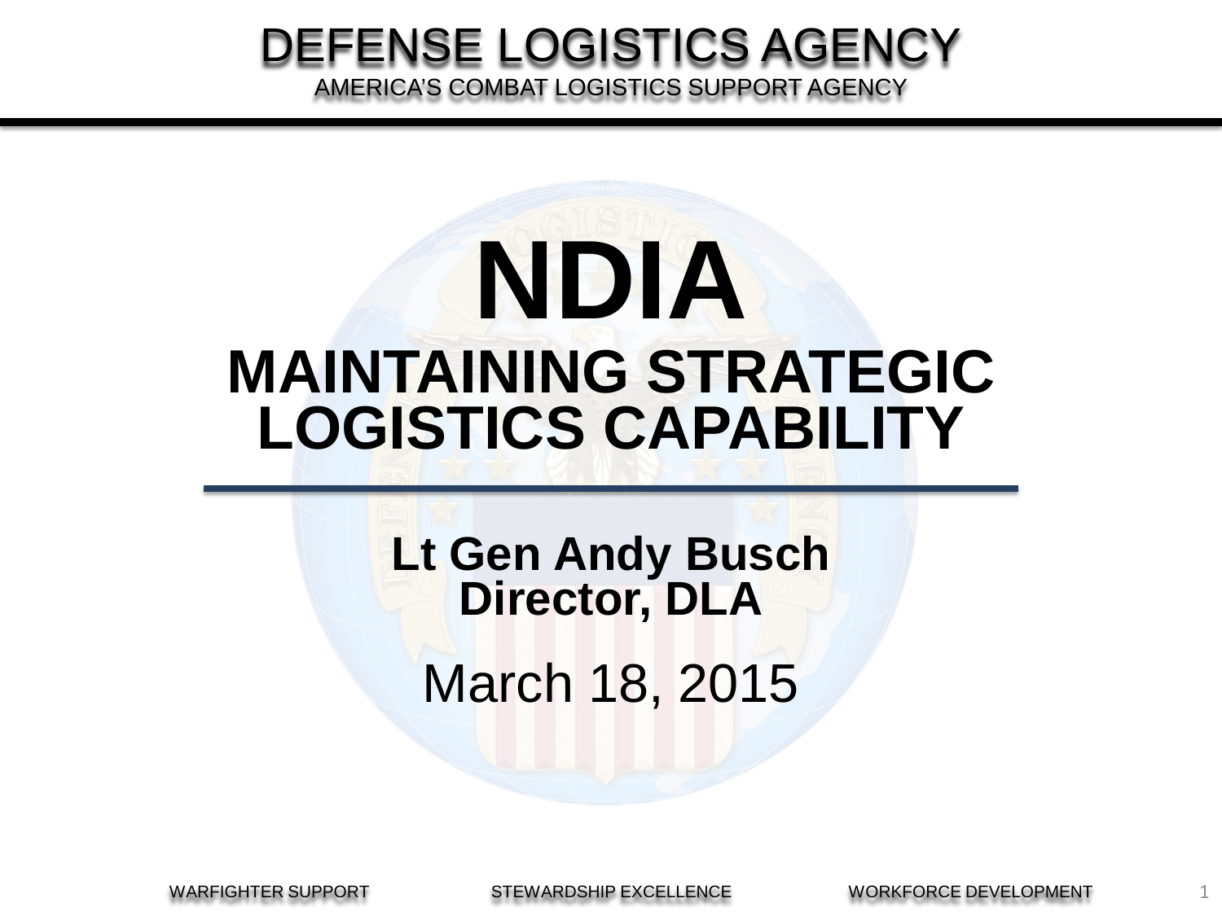DEFENSE LOGISTICS AGENCY

AMERICA'S COMBAT LOGISTICS SUPPORT AGENCY

# NDIA

## MAINTAINING STRATEGIC LOGISTICS CAPABILITY

**Lt Gen Andy Busch**
**Director, DLA**

March 18, 2015

WARFIGHTER SUPPORT | STEWARDSHIP EXCELLENCE | WORKFORCE DEVELOPMENT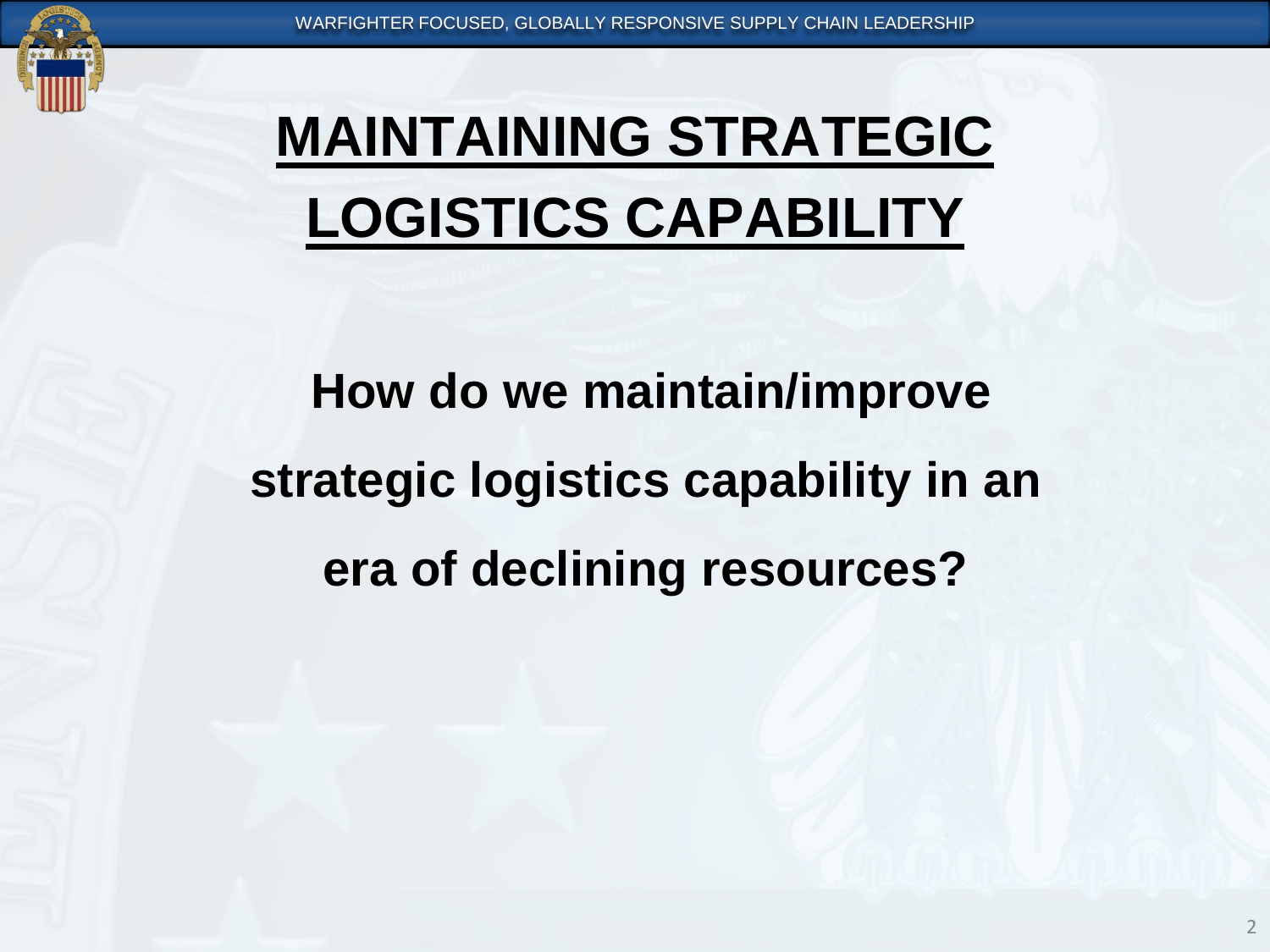# MAINTAINING STRATEGIC LOGISTICS CAPABILITY

**How do we maintain/improve strategic logistics capability in an era of declining resources?**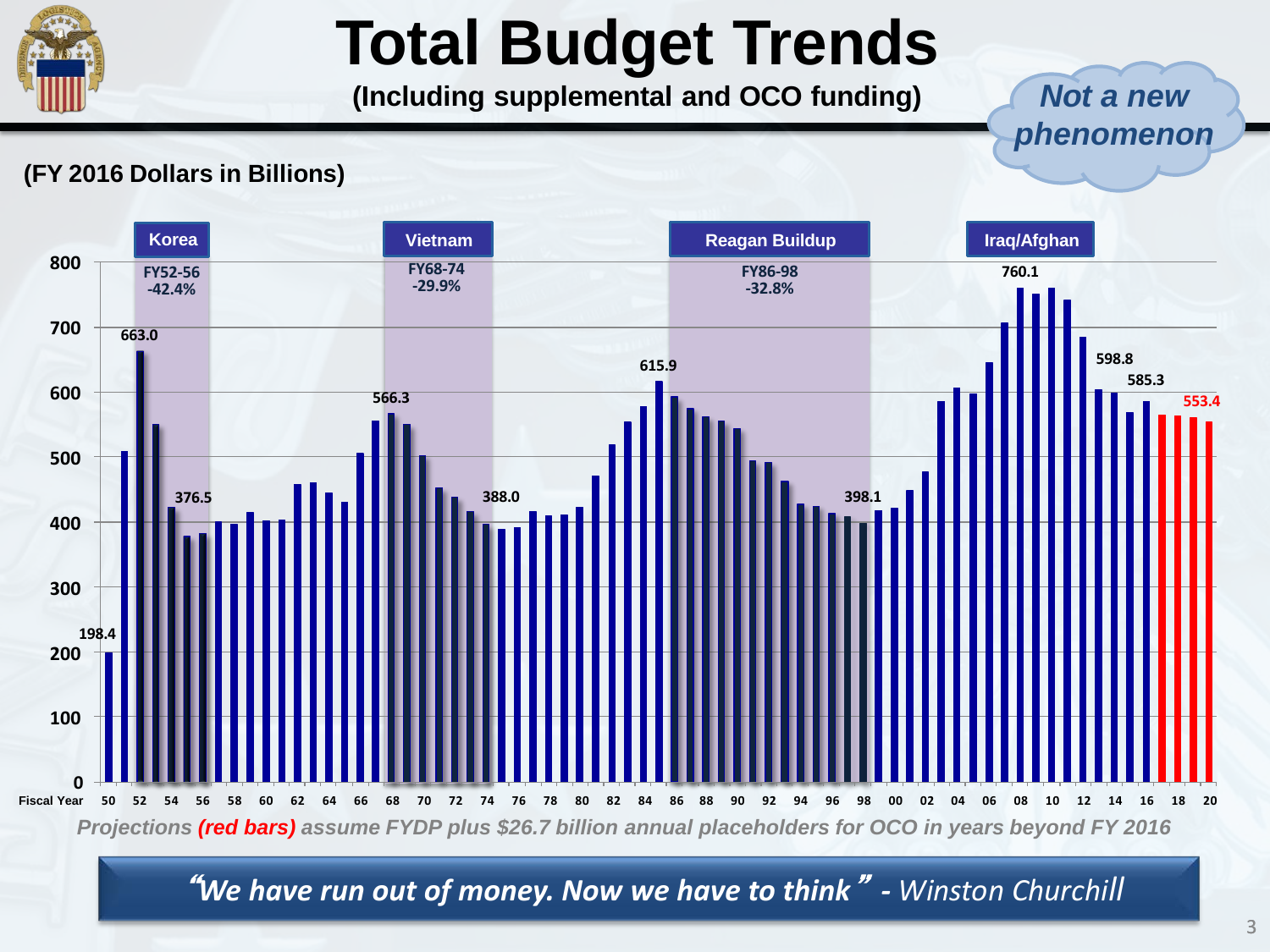# Total Budget Trends

**(Including supplemental and OCO funding)**

*Not a new phenomenon*

**(FY 2016 Dollars in Billions)**

| Period | Years | Change |
|---|---|---|
| Korea | FY52-56 | -42.4% |
| Vietnam | FY68-74 | -29.9% |
| Reagan Buildup | FY86-98 | -32.8% |
| Iraq/Afghan | | |

Labeled values: 198.4 (FY50), 663.0 (FY52), 376.5 (FY56), 566.3 (FY68), 388.0 (FY74), 615.9 (FY85), 398.1 (FY98), 760.1 (FY08), 598.8 (FY13), 585.3 (FY16), 553.4 (FY20)

*Projections **(red bars)** assume FYDP plus $26.7 billion annual placeholders for OCO in years beyond FY 2016*

***"We have run out of money. Now we have to think" - Winston Churchill***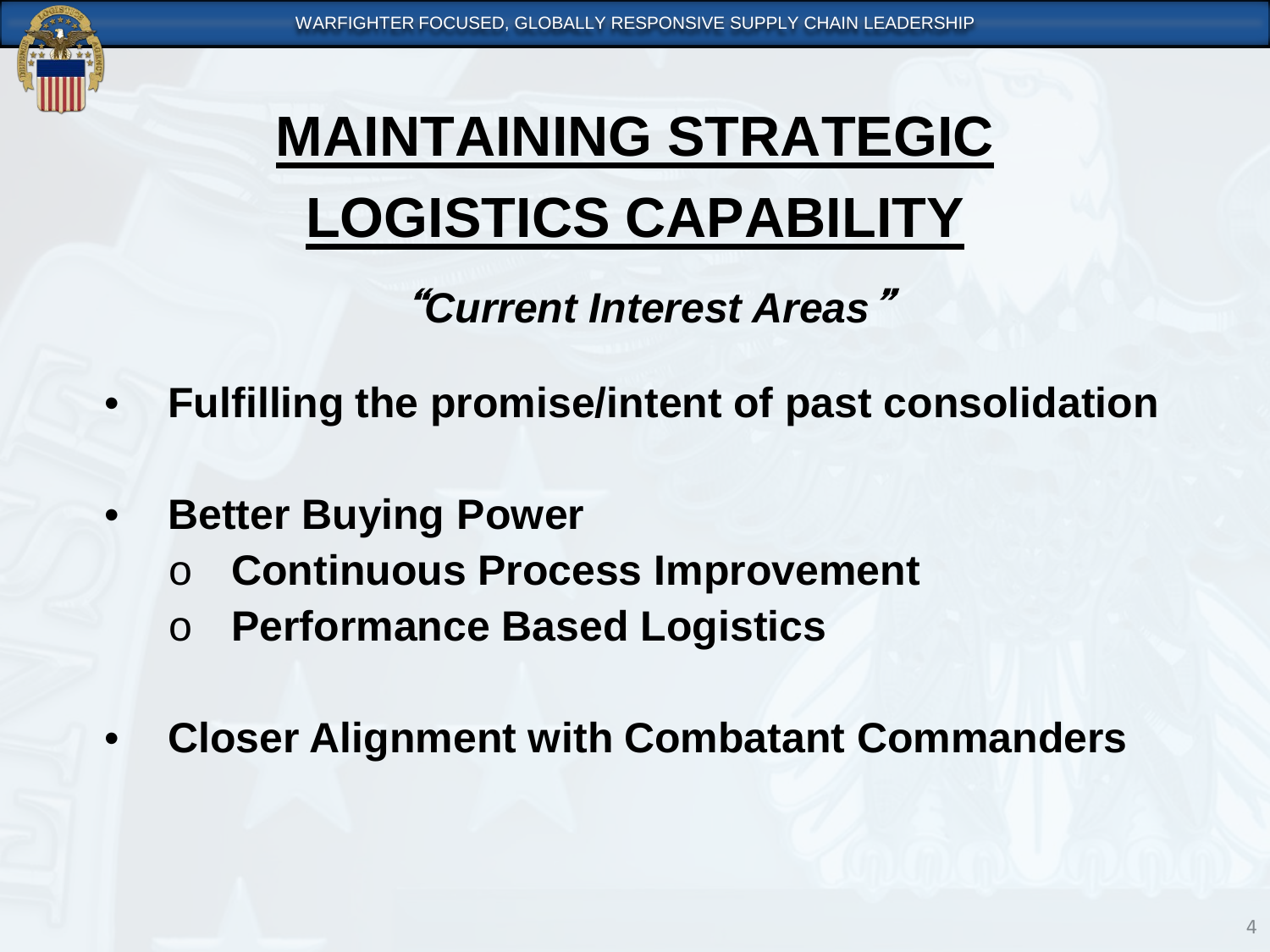# MAINTAINING STRATEGIC LOGISTICS CAPABILITY

*"Current Interest Areas"*

- **Fulfilling the promise/intent of past consolidation**
- **Better Buying Power**
  - **Continuous Process Improvement**
  - **Performance Based Logistics**
- **Closer Alignment with Combatant Commanders**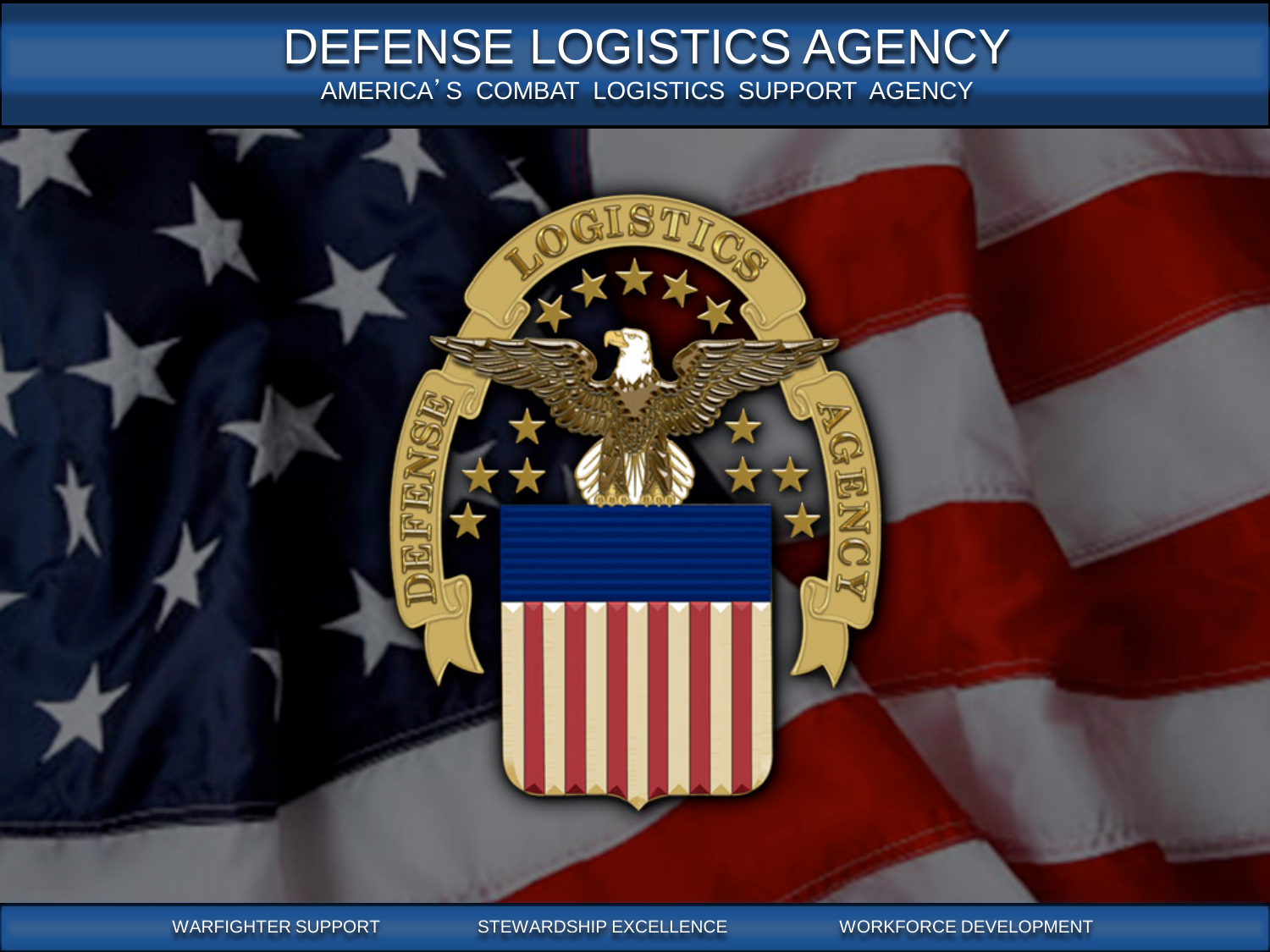# DEFENSE LOGISTICS AGENCY

AMERICA'S COMBAT LOGISTICS SUPPORT AGENCY

WARFIGHTER SUPPORT    STEWARDSHIP EXCELLENCE    WORKFORCE DEVELOPMENT